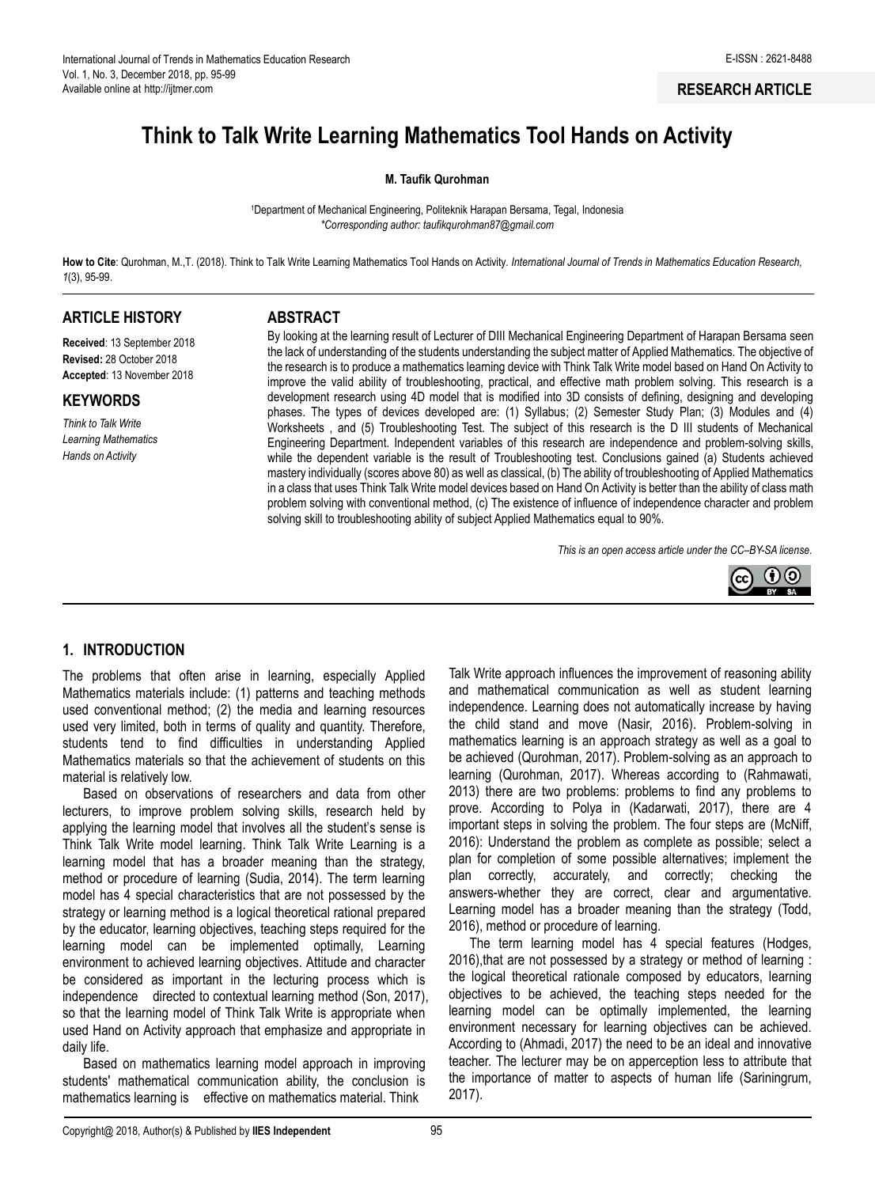**RESEARCH ARTICLE**

# Think to Talk Write Learning Mathematics Tool Hands on Activity

**M. Taufik Qurohman**

[1]Department of Mechanical Engineering, Politeknik Harapan Bersama, Tegal, Indonesia
*\*Corresponding author: taufikqurohman87@gmail.com*

**How to Cite**: Qurohman, M.,T. (2018). Think to Talk Write Learning Mathematics Tool Hands on Activity. *International Journal of Trends in Mathematics Education Research, 1*(3), 95-99.

## ARTICLE HISTORY

**Received**: 13 September 2018
**Revised:** 28 October 2018
**Accepted**: 13 November 2018

## KEYWORDS

*Think to Talk Write*
*Learning Mathematics*
*Hands on Activity*

## ABSTRACT

By looking at the learning result of Lecturer of DIII Mechanical Engineering Department of Harapan Bersama seen the lack of understanding of the students understanding the subject matter of Applied Mathematics. The objective of the research is to produce a mathematics learning device with Think Talk Write model based on Hand On Activity to improve the valid ability of troubleshooting, practical, and effective math problem solving. This research is a development research using 4D model that is modified into 3D consists of defining, designing and developing phases. The types of devices developed are: (1) Syllabus; (2) Semester Study Plan; (3) Modules and (4) Worksheets , and (5) Troubleshooting Test. The subject of this research is the D III students of Mechanical Engineering Department. Independent variables of this research are independence and problem-solving skills, while the dependent variable is the result of Troubleshooting test. Conclusions gained (a) Students achieved mastery individually (scores above 80) as well as classical, (b) The ability of troubleshooting of Applied Mathematics in a class that uses Think Talk Write model devices based on Hand On Activity is better than the ability of class math problem solving with conventional method, (c) The existence of influence of independence character and problem solving skill to troubleshooting ability of subject Applied Mathematics equal to 90%.

*This is an open access article under the CC–BY-SA license.*

## 1. INTRODUCTION

The problems that often arise in learning, especially Applied Mathematics materials include: (1) patterns and teaching methods used conventional method; (2) the media and learning resources used very limited, both in terms of quality and quantity. Therefore, students tend to find difficulties in understanding Applied Mathematics materials so that the achievement of students on this material is relatively low.

Based on observations of researchers and data from other lecturers, to improve problem solving skills, research held by applying the learning model that involves all the student's sense is Think Talk Write model learning. Think Talk Write is a learning model that has a broader meaning than the strategy, method or procedure of learning (Sudia, 2014). The term learning model has 4 special characteristics that are not possessed by the strategy or learning method is a logical theoretical rational prepared by the educator, learning objectives, teaching steps required for the learning model can be implemented optimally, Learning environment to achieved learning objectives. Attitude and character be considered as important in the lecturing process which is independence directed to contextual learning method (Son, 2017), so that the learning model of Think Talk Write is appropriate when used Hand on Activity approach that emphasize and appropriate in daily life.

Based on mathematics learning model approach in improving students' mathematical communication ability, the conclusion is mathematics learning is effective on mathematics material. Think Talk Write approach influences the improvement of reasoning ability and mathematical communication as well as student learning independence. Learning does not automatically increase by having the child stand and move (Nasir, 2016). Problem-solving in mathematics learning is an approach strategy as well as a goal to be achieved (Qurohman, 2017). Problem-solving as an approach to learning (Qurohman, 2017). Whereas according to (Rahmawati, 2013) there are two problems: problems to find any problems to prove. According to Polya in (Kadarwati, 2017), there are 4 important steps in solving the problem. The four steps are (McNiff, 2016): Understand the problem as complete as possible; select a plan for completion of some possible alternatives; implement the plan correctly, accurately, and correctly; checking the answers-whether they are correct, clear and argumentative. Learning model has a broader meaning than the strategy (Todd, 2016), method or procedure of learning.

The term learning model has 4 special features (Hodges, 2016),that are not possessed by a strategy or method of learning : the logical theoretical rationale composed by educators, learning objectives to be achieved, the teaching steps needed for the learning model can be optimally implemented, the learning environment necessary for learning objectives can be achieved. According to (Ahmadi, 2017) the need to be an ideal and innovative teacher. The lecturer may be on apperception less to attribute that the importance of matter to aspects of human life (Sariningrum, 2017).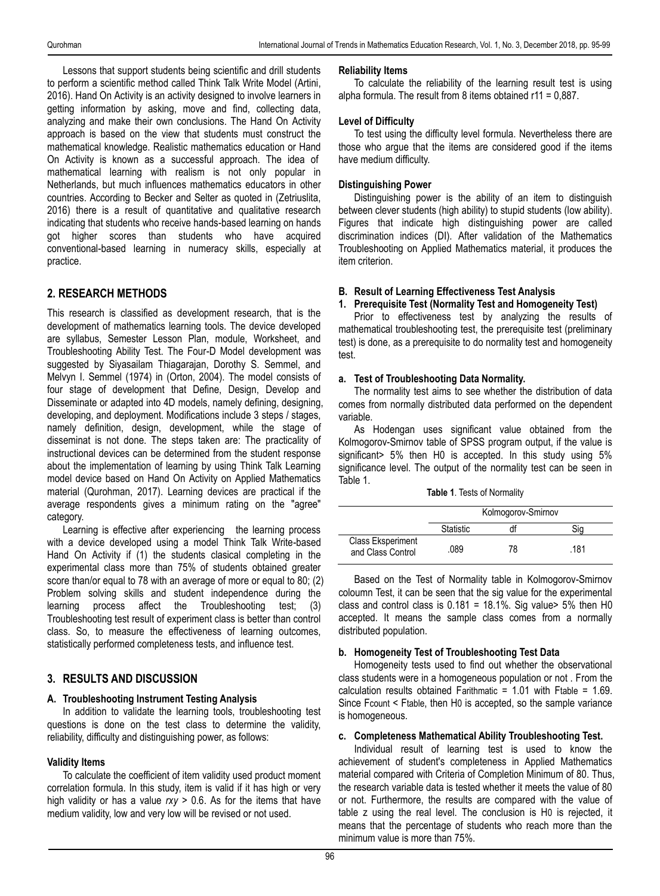Lessons that support students being scientific and drill students to perform a scientific method called Think Talk Write Model (Artini, 2016). Hand On Activity is an activity designed to involve learners in getting information by asking, move and find, collecting data, analyzing and make their own conclusions. The Hand On Activity approach is based on the view that students must construct the mathematical knowledge. Realistic mathematics education or Hand On Activity is known as a successful approach. The idea of mathematical learning with realism is not only popular in Netherlands, but much influences mathematics educators in other countries. According to Becker and Selter as quoted in (Zetriuslita, 2016) there is a result of quantitative and qualitative research indicating that students who receive hands-based learning on hands got higher scores than students who have acquired conventional-based learning in numeracy skills, especially at practice.

## 2. RESEARCH METHODS

This research is classified as development research, that is the development of mathematics learning tools. The device developed are syllabus, Semester Lesson Plan, module, Worksheet, and Troubleshooting Ability Test. The Four-D Model development was suggested by Siyasailam Thiagarajan, Dorothy S. Semmel, and Melvyn I. Semmel (1974) in (Orton, 2004). The model consists of four stage of development that Define, Design, Develop and Disseminate or adapted into 4D models, namely defining, designing, developing, and deployment. Modifications include 3 steps / stages, namely definition, design, development, while the stage of disseminat is not done. The steps taken are: The practicality of instructional devices can be determined from the student response about the implementation of learning by using Think Talk Learning model device based on Hand On Activity on Applied Mathematics material (Qurohman, 2017). Learning devices are practical if the average respondents gives a minimum rating on the "agree" category.

Learning is effective after experiencing the learning process with a device developed using a model Think Talk Write-based Hand On Activity if (1) the students clasical completing in the experimental class more than 75% of students obtained greater score than/or equal to 78 with an average of more or equal to 80; (2) Problem solving skills and student independence during the learning process affect the Troubleshooting test; (3) Troubleshooting test result of experiment class is better than control class. So, to measure the effectiveness of learning outcomes, statistically performed completeness tests, and influence test.

## 3. RESULTS AND DISCUSSION

### A. Troubleshooting Instrument Testing Analysis

In addition to validate the learning tools, troubleshooting test questions is done on the test class to determine the validity, reliability, difficulty and distinguishing power, as follows:

**Validity Items**

To calculate the coefficient of item validity used product moment correlation formula. In this study, item is valid if it has high or very high validity or has a value $rxy > 0.6$. As for the items that have medium validity, low and very low will be revised or not used.

**Reliability Items**

To calculate the reliability of the learning result test is using alpha formula. The result from 8 items obtained $r_{11}$ = 0,887.

**Level of Difficulty**

To test using the difficulty level formula. Nevertheless there are those who argue that the items are considered good if the items have medium difficulty.

**Distinguishing Power**

Distinguishing power is the ability of an item to distinguish between clever students (high ability) to stupid students (low ability). Figures that indicate high distinguishing power are called discrimination indices (DI). After validation of the Mathematics Troubleshooting on Applied Mathematics material, it produces the item criterion.

### B. Result of Learning Effectiveness Test Analysis

#### 1. Prerequisite Test (Normality Test and Homogeneity Test)

Prior to effectiveness test by analyzing the results of mathematical troubleshooting test, the prerequisite test (preliminary test) is done, as a prerequisite to do normality test and homogeneity test.

**a. Test of Troubleshooting Data Normality.**

The normality test aims to see whether the distribution of data comes from normally distributed data performed on the dependent variable.

As Hodengan uses significant value obtained from the Kolmogorov-Smirnov table of SPSS program output, if the value is significant> 5% then H0 is accepted. In this study using 5% significance level. The output of the normality test can be seen in Table 1.

**Table 1**. Tests of Normality

| | Kolmogorov-Smirnov | | |
|---|---|---|---|
| | Statistic | df | Sig |
| Class Eksperiment and Class Control | .089 | 78 | .181 |

Based on the Test of Normality table in Kolmogorov-Smirnov coloumn Test, it can be seen that the sig value for the experimental class and control class is 0.181 = 18.1%. Sig value> 5% then H0 accepted. It means the sample class comes from a normally distributed population.

**b. Homogeneity Test of Troubleshooting Test Data**

Homogeneity tests used to find out whether the observational class students were in a homogeneous population or not . From the calculation results obtained $F_{arithmatic}$ = 1.01 with $F_{table}$ = 1.69. Since $F_{count} < F_{table}$, then $H_0$ is accepted, so the sample variance is homogeneous.

**c. Completeness Mathematical Ability Troubleshooting Test.**

Individual result of learning test is used to know the achievement of student's completeness in Applied Mathematics material compared with Criteria of Completion Minimum of 80. Thus, the research variable data is tested whether it meets the value of 80 or not. Furthermore, the results are compared with the value of table z using the real level. The conclusion is $H_0$ is rejected, it means that the percentage of students who reach more than the minimum value is more than 75%.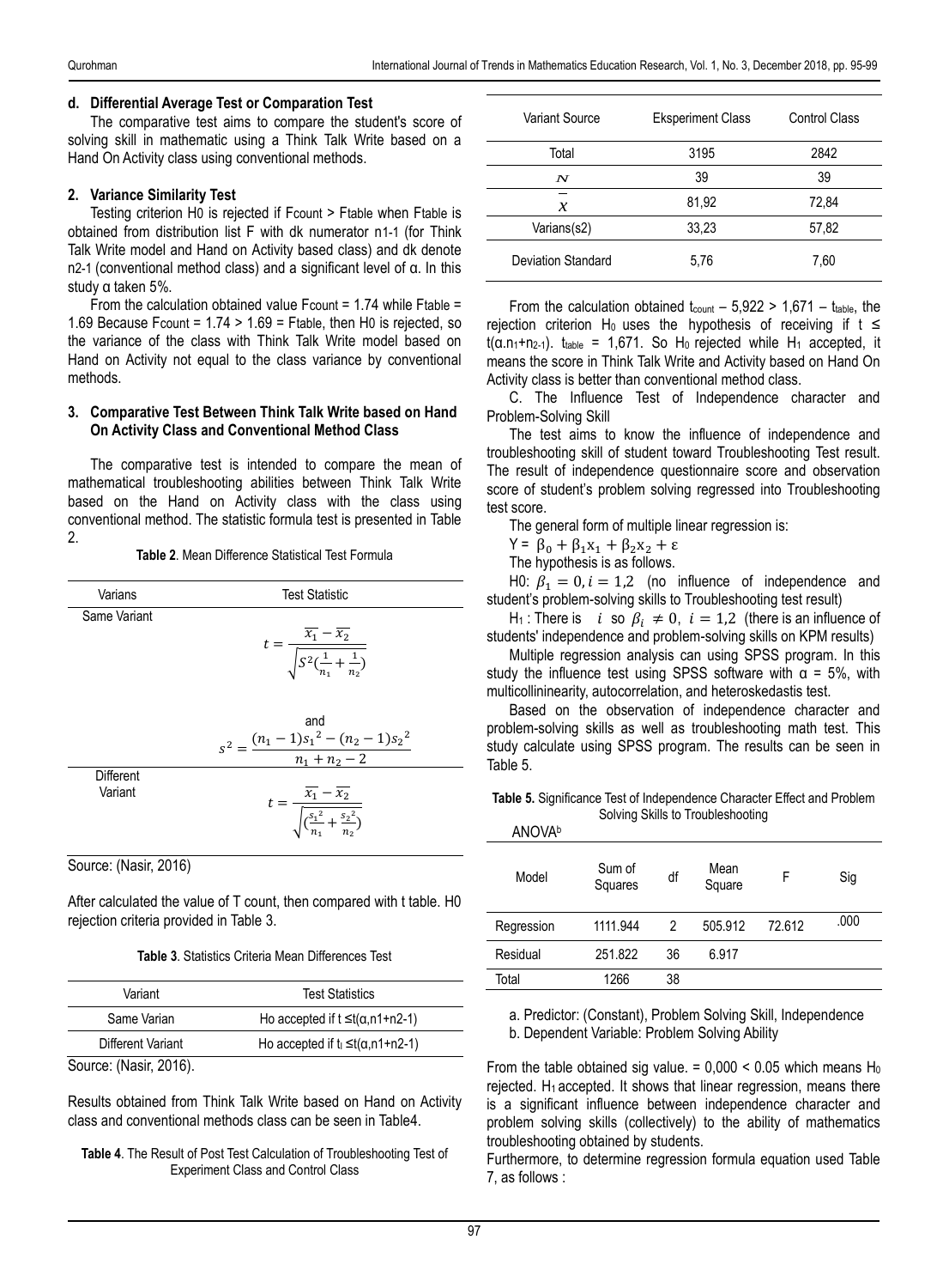**d. Differential Average Test or Comparation Test**

The comparative test aims to compare the student's score of solving skill in mathematic using a Think Talk Write based on a Hand On Activity class using conventional methods.

**2. Variance Similarity Test**

Testing criterion H0 is rejected if Fcount > Ftable when Ftable is obtained from distribution list F with dk numerator n1-1 (for Think Talk Write model and Hand on Activity based class) and dk denote n2-1 (conventional method class) and a significant level of α. In this study α taken 5%.

From the calculation obtained value Fcount = 1.74 while Ftable = 1.69 Because Fcount = 1.74 > 1.69 = Ftable, then H0 is rejected, so the variance of the class with Think Talk Write model based on Hand on Activity not equal to the class variance by conventional methods.

**3. Comparative Test Between Think Talk Write based on Hand On Activity Class and Conventional Method Class**

The comparative test is intended to compare the mean of mathematical troubleshooting abilities between Think Talk Write based on the Hand on Activity class with the class using conventional method. The statistic formula test is presented in Table 2.

**Table 2**. Mean Difference Statistical Test Formula

| Varians | Test Statistic |
|---|---|
| Same Variant | $t = \frac{\overline{x_1} - \overline{x_2}}{\sqrt{S^2(\frac{1}{n_1} + \frac{1}{n_2})}}$ and $s^2 = \frac{(n_1 - 1){s_1}^2 - (n_2 - 1){s_2}^2}{n_1 + n_2 - 2}$ |
| Different Variant | $t = \frac{\overline{x_1} - \overline{x_2}}{\sqrt{(\frac{{s_1}^2}{n_1} + \frac{{s_2}^2}{n_2})}}$ |

Source: (Nasir, 2016)

After calculated the value of T count, then compared with t table. H0 rejection criteria provided in Table 3.

**Table 3**. Statistics Criteria Mean Differences Test

| Variant | Test Statistics |
|---|---|
| Same Varian | Ho accepted if t ≤t(α,n1+n2-1) |
| Different Variant | Ho accepted if $t_i$ ≤t(α,n1+n2-1) |

Source: (Nasir, 2016).

Results obtained from Think Talk Write based on Hand on Activity class and conventional methods class can be seen in Table4.

**Table 4**. The Result of Post Test Calculation of Troubleshooting Test of Experiment Class and Control Class

| Variant Source | Eksperiment Class | Control Class |
|---|---|---|
| Total | 3195 | 2842 |
| $N$ | 39 | 39 |
| $\overline{x}$ | 81,92 | 72,84 |
| Varians(s2) | 33,23 | 57,82 |
| Deviation Standard | 5,76 | 7,60 |

From the calculation obtained $t_{count}$ – 5,922 > 1,671 – $t_{table}$, the rejection criterion $H_0$ uses the hypothesis of receiving if t ≤ t(α.$n_1$+$n_{2-1}$). $t_{table}$ = 1,671. So $H_0$ rejected while $H_1$ accepted, it means the score in Think Talk Write and Activity based on Hand On Activity class is better than conventional method class.

C. The Influence Test of Independence character and Problem-Solving Skill

The test aims to know the influence of independence and troubleshooting skill of student toward Troubleshooting Test result. The result of independence questionnaire score and observation score of student's problem solving regressed into Troubleshooting test score.

The general form of multiple linear regression is:

$Y = \beta_0 + \beta_1 x_1 + \beta_2 x_2 + \varepsilon$

The hypothesis is as follows.

H0: $\beta_1 = 0, i = 1,2$ (no influence of independence and student's problem-solving skills to Troubleshooting test result)

$H_1$ : There is $i$ so $\beta_i \neq 0,\ i = 1,2$ (there is an influence of students' independence and problem-solving skills on KPM results)

Multiple regression analysis can using SPSS program. In this study the influence test using SPSS software with α = 5%, with multicollininearity, autocorrelation, and heteroskedastis test.

Based on the observation of independence character and problem-solving skills as well as troubleshooting math test. This study calculate using SPSS program. The results can be seen in Table 5.

**Table 5.** Significance Test of Independence Character Effect and Problem Solving Skills to Troubleshooting

ANOVA[b]

| Model | Sum of Squares | df | Mean Square | F | Sig |
|---|---|---|---|---|---|
| Regression | 1111.944 | 2 | 505.912 | 72.612 | .000 |
| Residual | 251.822 | 36 | 6.917 | | |
| Total | 1266 | 38 | | | |

a. Predictor: (Constant), Problem Solving Skill, Independence

b. Dependent Variable: Problem Solving Ability

From the table obtained sig value. = 0,000 < 0.05 which means $H_0$ rejected. $H_1$ accepted. It shows that linear regression, means there is a significant influence between independence character and problem solving skills (collectively) to the ability of mathematics troubleshooting obtained by students.

Furthermore, to determine regression formula equation used Table 7, as follows :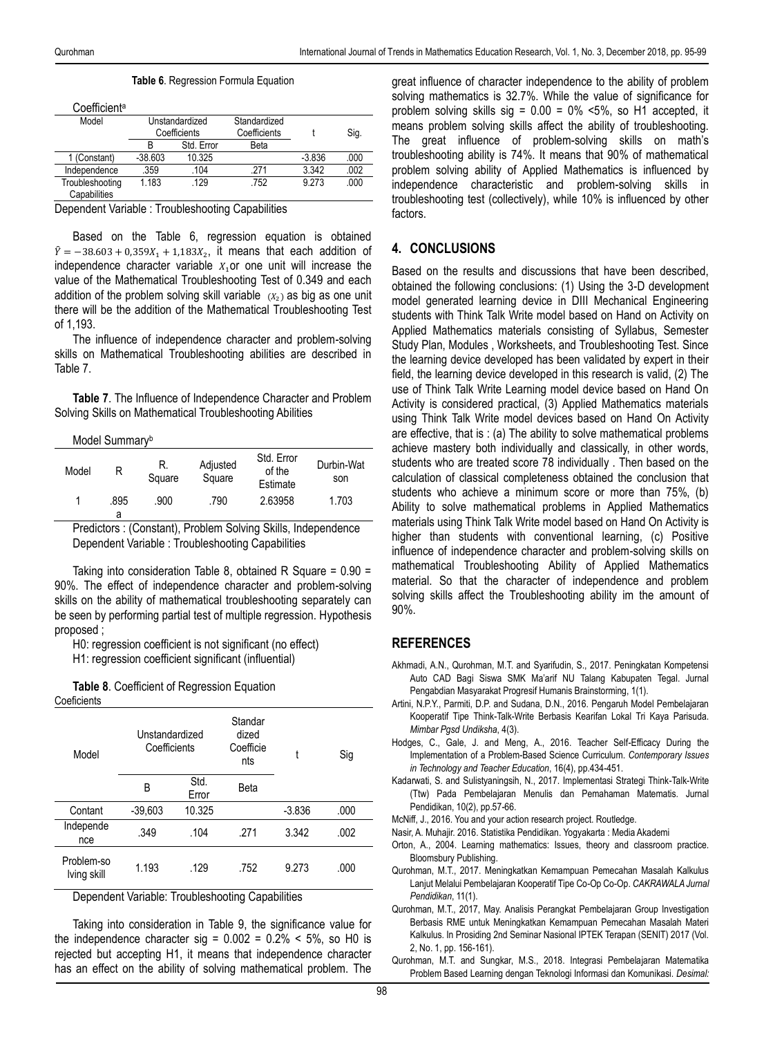**Table 6**. Regression Formula Equation

Coefficient[a]

| Model | Unstandardized Coefficients | | Standardized Coefficients | t | Sig. |
|---|---|---|---|---|---|
| | B | Std. Error | Beta | | |
| 1 (Constant) | -38.603 | 10.325 | | -3.836 | .000 |
| Independence | .359 | .104 | .271 | 3.342 | .002 |
| Troubleshooting Capabilities | 1.183 | .129 | .752 | 9.273 | .000 |

Dependent Variable : Troubleshooting Capabilities

Based on the Table 6, regression equation is obtained $\hat{Y} = -38.603 + 0{,}359X_1 + 1{,}183X_2$, it means that each addition of independence character variable $X_1$or one unit will increase the value of the Mathematical Troubleshooting Test of 0.349 and each addition of the problem solving skill variable $(X_2)$ as big as one unit there will be the addition of the Mathematical Troubleshooting Test of 1,193.

The influence of independence character and problem-solving skills on Mathematical Troubleshooting abilities are described in Table 7.

**Table 7**. The Influence of Independence Character and Problem Solving Skills on Mathematical Troubleshooting Abilities

Model Summary[b]

| Model | R | R. Square | Adjusted Square | Std. Error of the Estimate | Durbin-Watson |
|---|---|---|---|---|---|
| 1 | .895 a | .900 | .790 | 2.63958 | 1.703 |

Predictors : (Constant), Problem Solving Skills, Independence
Dependent Variable : Troubleshooting Capabilities

Taking into consideration Table 8, obtained R Square = 0.90 = 90%. The effect of independence character and problem-solving skills on the ability of mathematical troubleshooting separately can be seen by performing partial test of multiple regression. Hypothesis proposed ;

H0: regression coefficient is not significant (no effect)

H1: regression coefficient significant (influential)

**Table 8**. Coefficient of Regression Equation

Coeficients

| Model | Unstandardized Coefficients | | Standardized Coefficients | t | Sig |
|---|---|---|---|---|---|
| | B | Std. Error | Beta | | |
| Contant | -39,603 | 10.325 | | -3.836 | .000 |
| Independence | .349 | .104 | .271 | 3.342 | .002 |
| Problem-solving skill | 1.193 | .129 | .752 | 9.273 | .000 |

Dependent Variable: Troubleshooting Capabilities

Taking into consideration in Table 9, the significance value for the independence character sig = 0.002 = 0.2% < 5%, so H0 is rejected but accepting H1, it means that independence character has an effect on the ability of solving mathematical problem. The great influence of character independence to the ability of problem solving mathematics is 32.7%. While the value of significance for problem solving skills sig = 0.00 = 0% <5%, so H1 accepted, it means problem solving skills affect the ability of troubleshooting. The great influence of problem-solving skills on math's troubleshooting ability is 74%. It means that 90% of mathematical problem solving ability of Applied Mathematics is influenced by independence characteristic and problem-solving skills in troubleshooting test (collectively), while 10% is influenced by other factors.

## 4. CONCLUSIONS

Based on the results and discussions that have been described, obtained the following conclusions: (1) Using the 3-D development model generated learning device in DIII Mechanical Engineering students with Think Talk Write model based on Hand on Activity on Applied Mathematics materials consisting of Syllabus, Semester Study Plan, Modules , Worksheets, and Troubleshooting Test. Since the learning device developed has been validated by expert in their field, the learning device developed in this research is valid, (2) The use of Think Talk Write Learning model device based on Hand On Activity is considered practical, (3) Applied Mathematics materials using Think Talk Write model devices based on Hand On Activity are effective, that is : (a) The ability to solve mathematical problems achieve mastery both individually and classically, in other words, students who are treated score 78 individually . Then based on the calculation of classical completeness obtained the conclusion that students who achieve a minimum score or more than 75%, (b) Ability to solve mathematical problems in Applied Mathematics materials using Think Talk Write model based on Hand On Activity is higher than students with conventional learning, (c) Positive influence of independence character and problem-solving skills on mathematical Troubleshooting Ability of Applied Mathematics material. So that the character of independence and problem solving skills affect the Troubleshooting ability im the amount of 90%.

## REFERENCES

Akhmadi, A.N., Qurohman, M.T. and Syarifudin, S., 2017. Peningkatan Kompetensi Auto CAD Bagi Siswa SMK Ma'arif NU Talang Kabupaten Tegal. Jurnal Pengabdian Masyarakat Progresif Humanis Brainstorming, 1(1).

Artini, N.P.Y., Parmiti, D.P. and Sudana, D.N., 2016. Pengaruh Model Pembelajaran Kooperatif Tipe Think-Talk-Write Berbasis Kearifan Lokal Tri Kaya Parisuda. *Mimbar Pgsd Undiksha*, 4(3).

Hodges, C., Gale, J. and Meng, A., 2016. Teacher Self-Efficacy During the Implementation of a Problem-Based Science Curriculum. *Contemporary Issues in Technology and Teacher Education*, 16(4), pp.434-451.

Kadarwati, S. and Sulistyaningsih, N., 2017. Implementasi Strategi Think-Talk-Write (Ttw) Pada Pembelajaran Menulis dan Pemahaman Matematis. Jurnal Pendidikan, 10(2), pp.57-66.

McNiff, J., 2016. You and your action research project. Routledge.

Nasir, A. Muhajir. 2016. Statistika Pendidikan. Yogyakarta : Media Akademi

Orton, A., 2004. Learning mathematics: Issues, theory and classroom practice. Bloomsbury Publishing.

Qurohman, M.T., 2017. Meningkatkan Kemampuan Pemecahan Masalah Kalkulus Lanjut Melalui Pembelajaran Kooperatif Tipe Co-Op Co-Op. *CAKRAWALA Jurnal Pendidikan*, 11(1).

Qurohman, M.T., 2017, May. Analisis Perangkat Pembelajaran Group Investigation Berbasis RME untuk Meningkatkan Kemampuan Pemecahan Masalah Materi Kalkulus. In Prosiding 2nd Seminar Nasional IPTEK Terapan (SENIT) 2017 (Vol. 2, No. 1, pp. 156-161).

Qurohman, M.T. and Sungkar, M.S., 2018. Integrasi Pembelajaran Matematika Problem Based Learning dengan Teknologi Informasi dan Komunikasi. *Desimal:*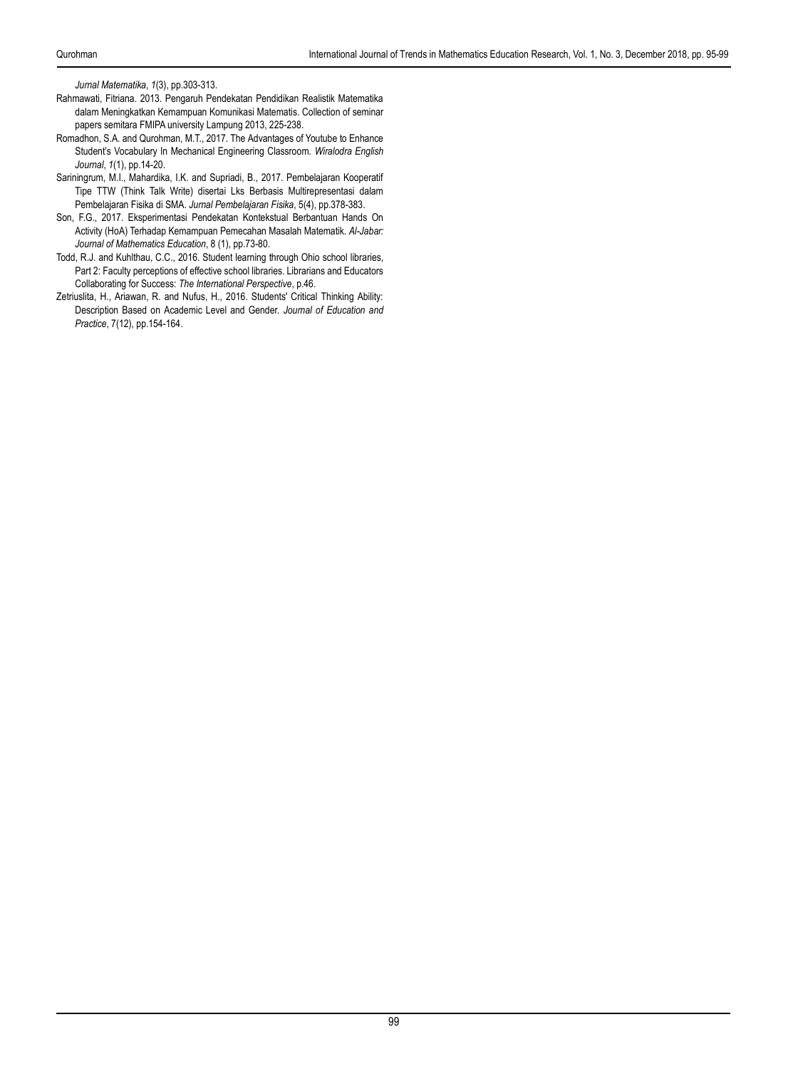*Jurnal Matematika*, *1*(3), pp.303-313.

Rahmawati, Fitriana. 2013. Pengaruh Pendekatan Pendidikan Realistik Matematika dalam Meningkatkan Kemampuan Komunikasi Matematis. Collection of seminar papers semitara FMIPA university Lampung 2013, 225-238.

Romadhon, S.A. and Qurohman, M.T., 2017. The Advantages of Youtube to Enhance Student's Vocabulary In Mechanical Engineering Classroom. *Wiralodra English Journal*, *1*(1), pp.14-20.

Sariningrum, M.I., Mahardika, I.K. and Supriadi, B., 2017. Pembelajaran Kooperatif Tipe TTW (Think Talk Write) disertai Lks Berbasis Multirepresentasi dalam Pembelajaran Fisika di SMA. *Jurnal Pembelajaran Fisika*, 5(4), pp.378-383.

Son, F.G., 2017. Eksperimentasi Pendekatan Kontekstual Berbantuan Hands On Activity (HoA) Terhadap Kemampuan Pemecahan Masalah Matematik. *Al-Jabar: Journal of Mathematics Education*, 8 (1), pp.73-80.

Todd, R.J. and Kuhlthau, C.C., 2016. Student learning through Ohio school libraries, Part 2: Faculty perceptions of effective school libraries. Librarians and Educators Collaborating for Success: *The International Perspective*, p.46.

Zetriuslita, H., Ariawan, R. and Nufus, H., 2016. Students' Critical Thinking Ability: Description Based on Academic Level and Gender. *Journal of Education and Practice*, 7(12), pp.154-164.